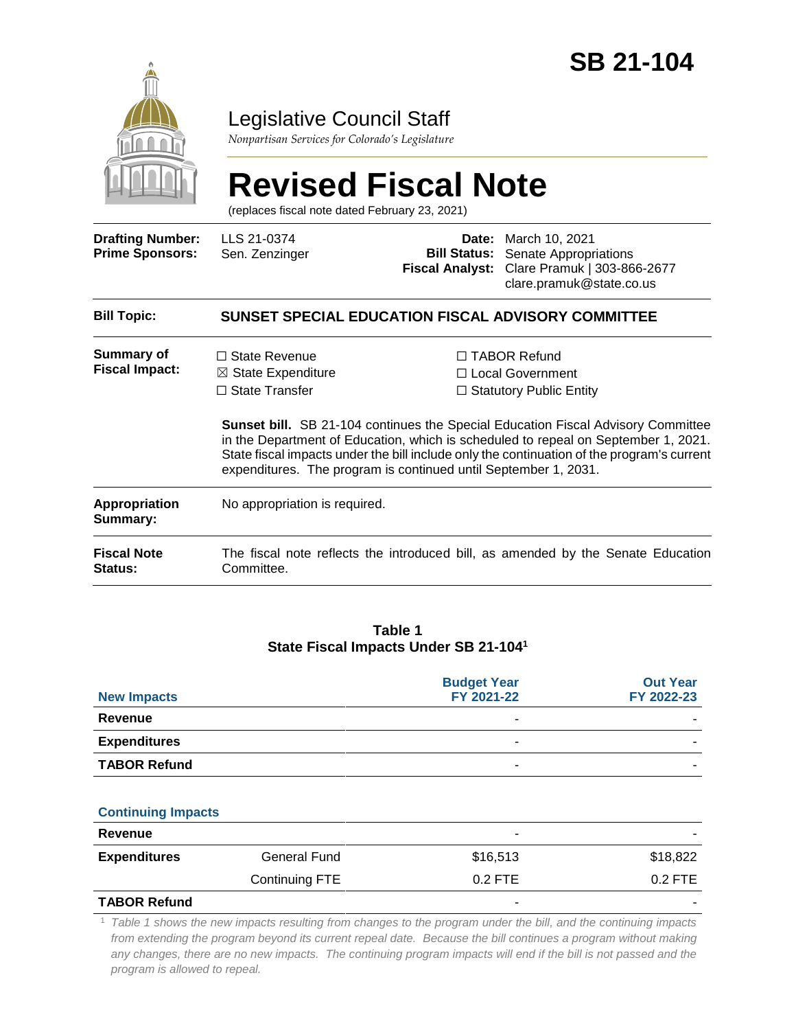# SB 21-104

## Legislative Council Staff

*Nonpartisan Services for Colorado's Legislature*

# Revised Fiscal Note

(replaces fiscal note dated February 23, 2021)

| | | | |
|---|---|---|---|
| **Drafting Number:** | LLS 21-0374 | **Date:** | March 10, 2021 |
| **Prime Sponsors:** | Sen. Zenzinger | **Bill Status:** | Senate Appropriations |
| | | **Fiscal Analyst:** | Clare Pramuk \| 303-866-2677 clare.pramuk@state.co.us |

**Bill Topic:** **SUNSET SPECIAL EDUCATION FISCAL ADVISORY COMMITTEE**

**Summary of Fiscal Impact:**

☐ State Revenue
☒ State Expenditure
☐ State Transfer
☐ TABOR Refund
☐ Local Government
☐ Statutory Public Entity

**Sunset bill.** SB 21-104 continues the Special Education Fiscal Advisory Committee in the Department of Education, which is scheduled to repeal on September 1, 2021. State fiscal impacts under the bill include only the continuation of the program's current expenditures. The program is continued until September 1, 2031.

**Appropriation Summary:** No appropriation is required.

**Fiscal Note Status:** The fiscal note reflects the introduced bill, as amended by the Senate Education Committee.

**Table 1**
**State Fiscal Impacts Under SB 21-104[1]**

| New Impacts | | Budget Year FY 2021-22 | Out Year FY 2022-23 |
|---|---|---|---|
| **Revenue** | | - | - |
| **Expenditures** | | - | - |
| **TABOR Refund** | | - | - |
| **Continuing Impacts** | | | |
| **Revenue** | | - | - |
| **Expenditures** | General Fund | $16,513 | $18,822 |
| | Continuing FTE | 0.2 FTE | 0.2 FTE |
| **TABOR Refund** | | - | - |

[1] *Table 1 shows the new impacts resulting from changes to the program under the bill, and the continuing impacts from extending the program beyond its current repeal date. Because the bill continues a program without making any changes, there are no new impacts. The continuing program impacts will end if the bill is not passed and the program is allowed to repeal.*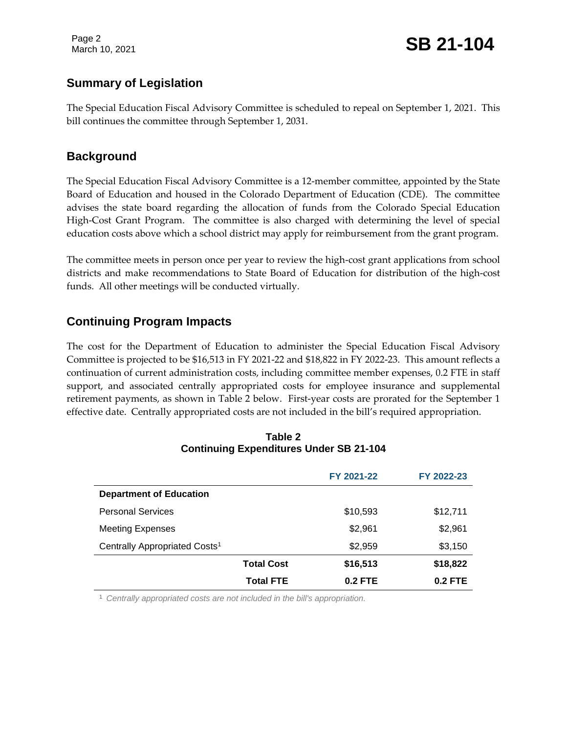## Summary of Legislation

The Special Education Fiscal Advisory Committee is scheduled to repeal on September 1, 2021. This bill continues the committee through September 1, 2031.

## Background

The Special Education Fiscal Advisory Committee is a 12-member committee, appointed by the State Board of Education and housed in the Colorado Department of Education (CDE). The committee advises the state board regarding the allocation of funds from the Colorado Special Education High-Cost Grant Program. The committee is also charged with determining the level of special education costs above which a school district may apply for reimbursement from the grant program.

The committee meets in person once per year to review the high-cost grant applications from school districts and make recommendations to State Board of Education for distribution of the high-cost funds. All other meetings will be conducted virtually.

## Continuing Program Impacts

The cost for the Department of Education to administer the Special Education Fiscal Advisory Committee is projected to be $16,513 in FY 2021-22 and $18,822 in FY 2022-23. This amount reflects a continuation of current administration costs, including committee member expenses, 0.2 FTE in staff support, and associated centrally appropriated costs for employee insurance and supplemental retirement payments, as shown in Table 2 below. First-year costs are prorated for the September 1 effective date. Centrally appropriated costs are not included in the bill's required appropriation.

**Table 2**
**Continuing Expenditures Under SB 21-104**

| | FY 2021-22 | FY 2022-23 |
|---|---|---|
| **Department of Education** | | |
| Personal Services | $10,593 | $12,711 |
| Meeting Expenses | $2,961 | $2,961 |
| Centrally Appropriated Costs[1] | $2,959 | $3,150 |
| **Total Cost** | **$16,513** | **$18,822** |
| **Total FTE** | **0.2 FTE** | **0.2 FTE** |

[1] *Centrally appropriated costs are not included in the bill's appropriation.*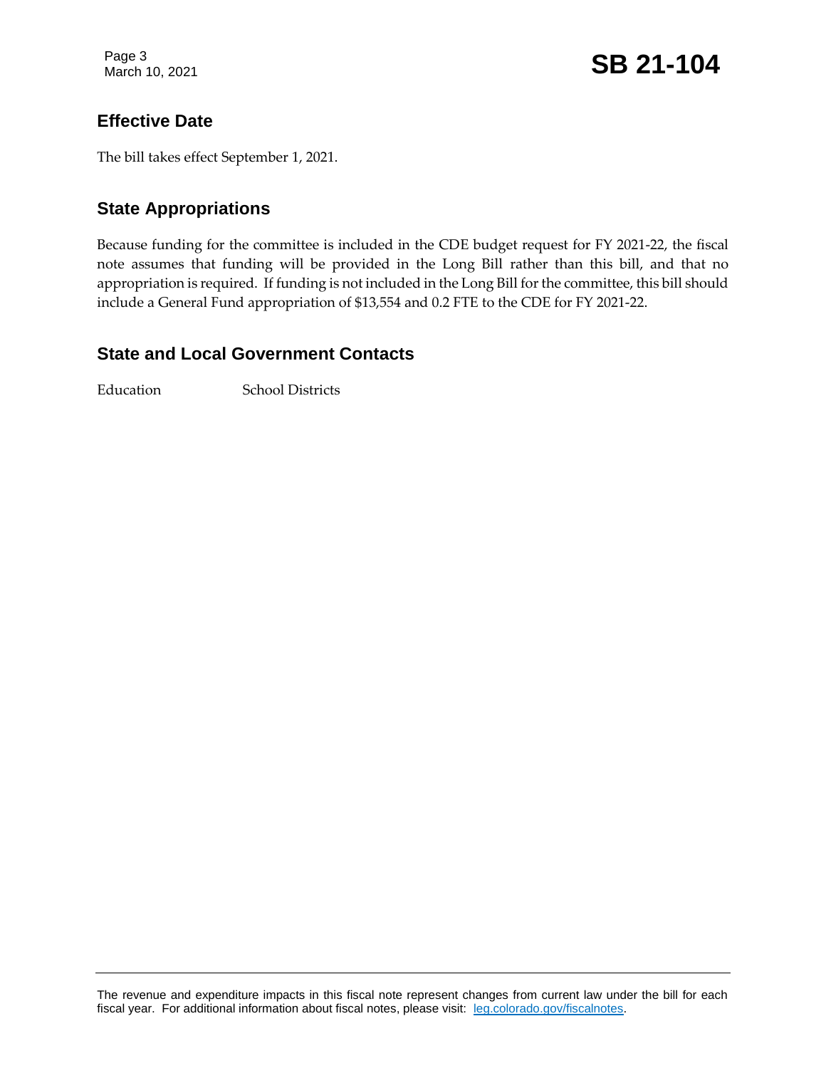## Effective Date

The bill takes effect September 1, 2021.

## State Appropriations

Because funding for the committee is included in the CDE budget request for FY 2021-22, the fiscal note assumes that funding will be provided in the Long Bill rather than this bill, and that no appropriation is required. If funding is not included in the Long Bill for the committee, this bill should include a General Fund appropriation of $13,554 and 0.2 FTE to the CDE for FY 2021-22.

## State and Local Government Contacts

| | |
|---|---|
| Education | School Districts |

The revenue and expenditure impacts in this fiscal note represent changes from current law under the bill for each fiscal year. For additional information about fiscal notes, please visit: [leg.colorado.gov/fiscalnotes](leg.colorado.gov/fiscalnotes).